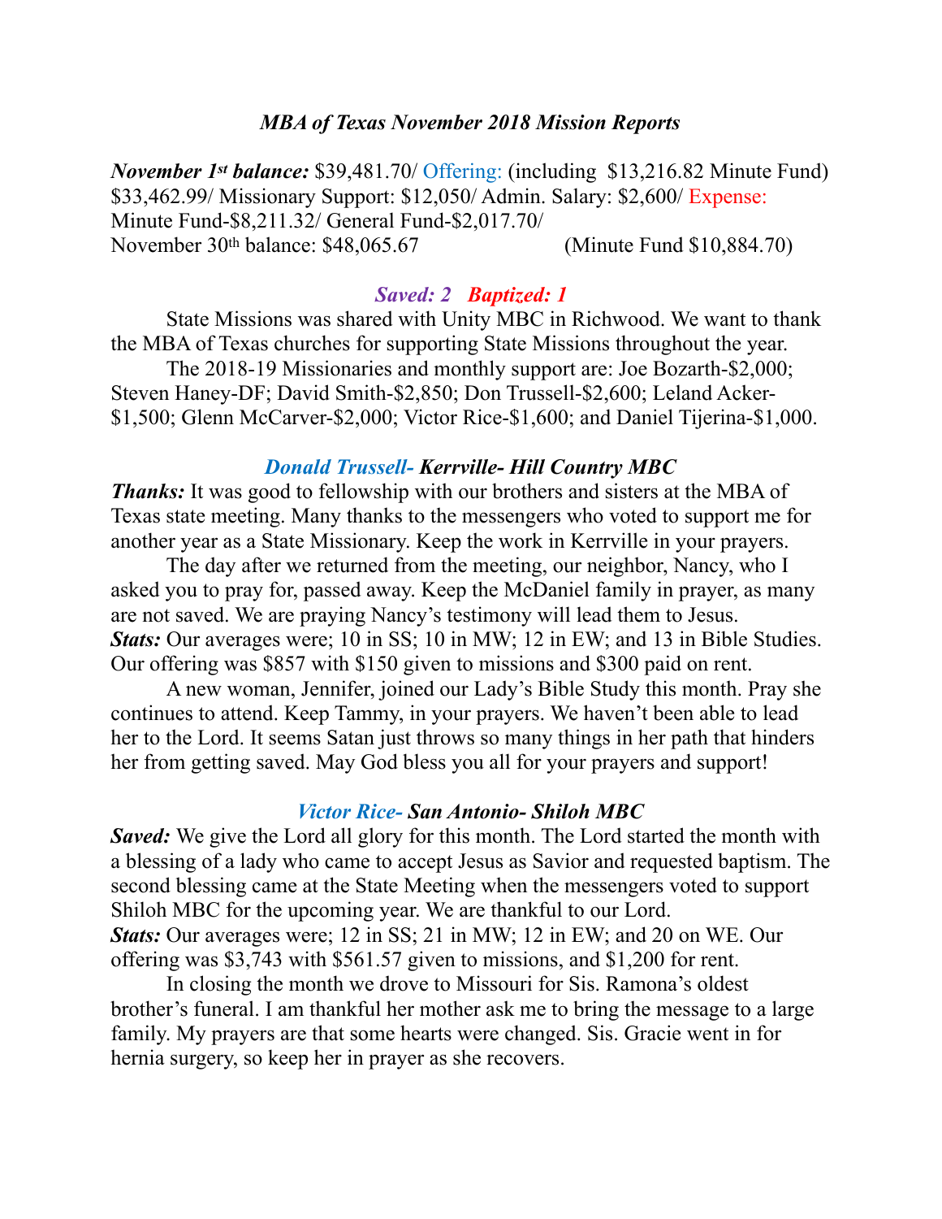### *MBA of Texas November 2018 Mission Reports*

***November 1st balance:*** $39,481.70/ Offering: (including $13,216.82 Minute Fund) $33,462.99/ Missionary Support: $12,050/ Admin. Salary: $2,600/ Expense: Minute Fund-$8,211.32/ General Fund-$2,017.70/
November 30th balance: $48,065.67 (Minute Fund $10,884.70)

### ***Saved: 2 Baptized: 1***

State Missions was shared with Unity MBC in Richwood. We want to thank the MBA of Texas churches for supporting State Missions throughout the year.

The 2018-19 Missionaries and monthly support are: Joe Bozarth-$2,000; Steven Haney-DF; David Smith-$2,850; Don Trussell-$2,600; Leland Acker-$1,500; Glenn McCarver-$2,000; Victor Rice-$1,600; and Daniel Tijerina-$1,000.

### *Donald Trussell-* ***Kerrville- Hill Country MBC***

***Thanks:*** It was good to fellowship with our brothers and sisters at the MBA of Texas state meeting. Many thanks to the messengers who voted to support me for another year as a State Missionary. Keep the work in Kerrville in your prayers.

The day after we returned from the meeting, our neighbor, Nancy, who I asked you to pray for, passed away. Keep the McDaniel family in prayer, as many are not saved. We are praying Nancy's testimony will lead them to Jesus.

***Stats:*** Our averages were; 10 in SS; 10 in MW; 12 in EW; and 13 in Bible Studies. Our offering was $857 with $150 given to missions and $300 paid on rent.

A new woman, Jennifer, joined our Lady's Bible Study this month. Pray she continues to attend. Keep Tammy, in your prayers. We haven't been able to lead her to the Lord. It seems Satan just throws so many things in her path that hinders her from getting saved. May God bless you all for your prayers and support!

### *Victor Rice-* ***San Antonio- Shiloh MBC***

***Saved:*** We give the Lord all glory for this month. The Lord started the month with a blessing of a lady who came to accept Jesus as Savior and requested baptism. The second blessing came at the State Meeting when the messengers voted to support Shiloh MBC for the upcoming year. We are thankful to our Lord.

***Stats:*** Our averages were; 12 in SS; 21 in MW; 12 in EW; and 20 on WE. Our offering was $3,743 with $561.57 given to missions, and $1,200 for rent.

In closing the month we drove to Missouri for Sis. Ramona's oldest brother's funeral. I am thankful her mother ask me to bring the message to a large family. My prayers are that some hearts were changed. Sis. Gracie went in for hernia surgery, so keep her in prayer as she recovers.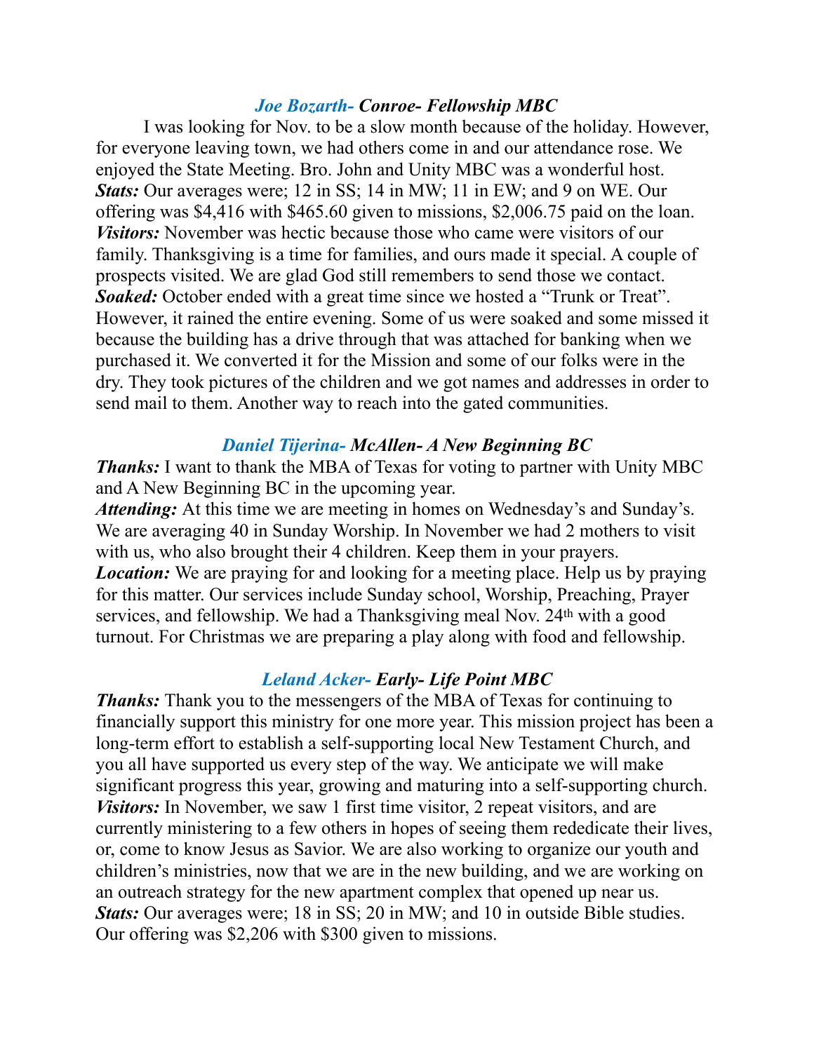### *Joe Bozarth- **Conroe- Fellowship MBC***

I was looking for Nov. to be a slow month because of the holiday. However, for everyone leaving town, we had others come in and our attendance rose. We enjoyed the State Meeting. Bro. John and Unity MBC was a wonderful host.
***Stats:*** Our averages were; 12 in SS; 14 in MW; 11 in EW; and 9 on WE. Our offering was $4,416 with $465.60 given to missions, $2,006.75 paid on the loan.
***Visitors:*** November was hectic because those who came were visitors of our family. Thanksgiving is a time for families, and ours made it special. A couple of prospects visited. We are glad God still remembers to send those we contact.
***Soaked:*** October ended with a great time since we hosted a "Trunk or Treat". However, it rained the entire evening. Some of us were soaked and some missed it because the building has a drive through that was attached for banking when we purchased it. We converted it for the Mission and some of our folks were in the dry. They took pictures of the children and we got names and addresses in order to send mail to them. Another way to reach into the gated communities.

### *Daniel Tijerina- **McAllen- A New Beginning BC***

***Thanks:*** I want to thank the MBA of Texas for voting to partner with Unity MBC and A New Beginning BC in the upcoming year.
***Attending:*** At this time we are meeting in homes on Wednesday's and Sunday's. We are averaging 40 in Sunday Worship. In November we had 2 mothers to visit with us, who also brought their 4 children. Keep them in your prayers.
***Location:*** We are praying for and looking for a meeting place. Help us by praying for this matter. Our services include Sunday school, Worship, Preaching, Prayer services, and fellowship. We had a Thanksgiving meal Nov. 24th with a good turnout. For Christmas we are preparing a play along with food and fellowship.

### *Leland Acker- **Early- Life Point MBC***

***Thanks:*** Thank you to the messengers of the MBA of Texas for continuing to financially support this ministry for one more year. This mission project has been a long-term effort to establish a self-supporting local New Testament Church, and you all have supported us every step of the way. We anticipate we will make significant progress this year, growing and maturing into a self-supporting church.
***Visitors:*** In November, we saw 1 first time visitor, 2 repeat visitors, and are currently ministering to a few others in hopes of seeing them rededicate their lives, or, come to know Jesus as Savior. We are also working to organize our youth and children's ministries, now that we are in the new building, and we are working on an outreach strategy for the new apartment complex that opened up near us.
***Stats:*** Our averages were; 18 in SS; 20 in MW; and 10 in outside Bible studies. Our offering was $2,206 with $300 given to missions.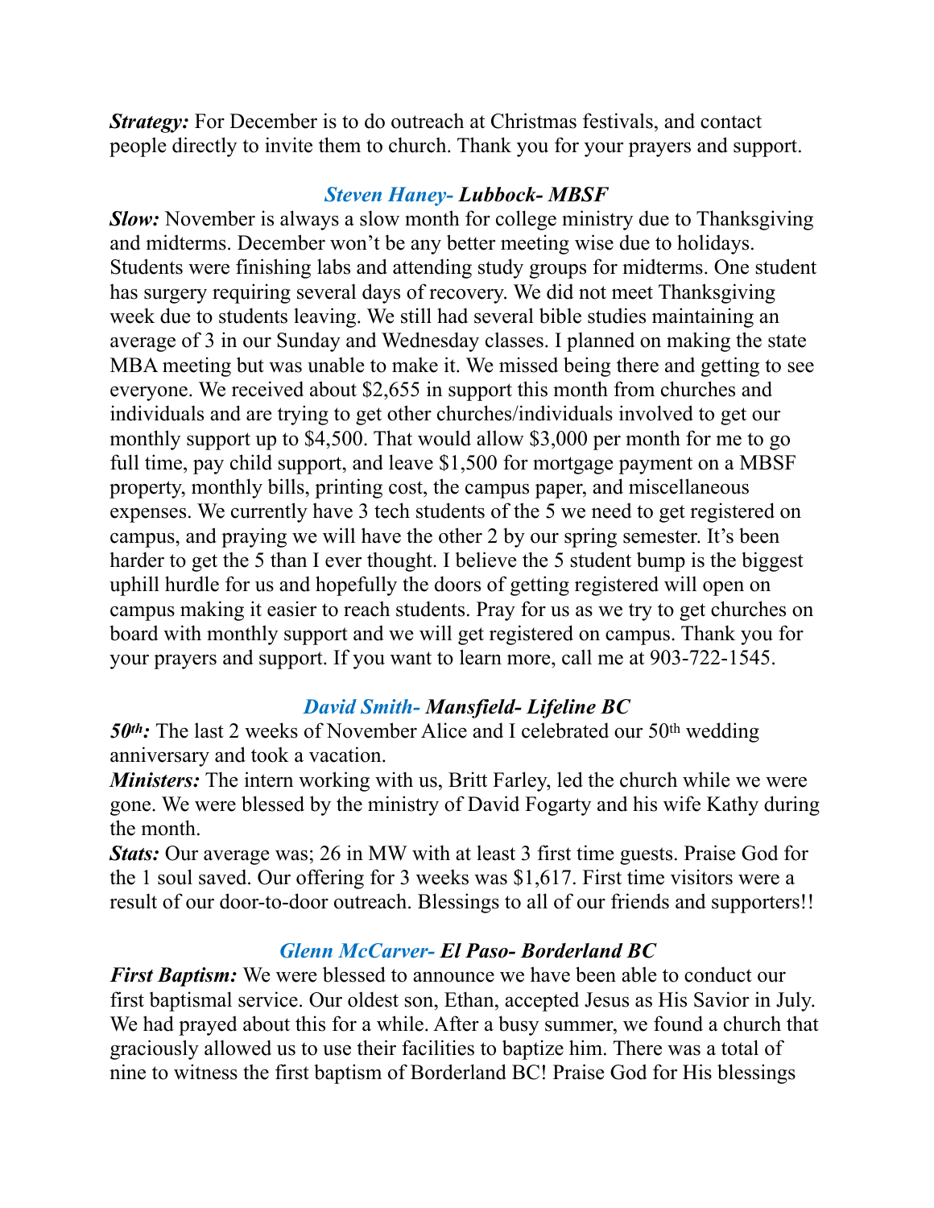***Strategy:*** For December is to do outreach at Christmas festivals, and contact people directly to invite them to church. Thank you for your prayers and support.

### *Steven Haney- **Lubbock- MBSF***

***Slow:*** November is always a slow month for college ministry due to Thanksgiving and midterms. December won't be any better meeting wise due to holidays. Students were finishing labs and attending study groups for midterms. One student has surgery requiring several days of recovery. We did not meet Thanksgiving week due to students leaving. We still had several bible studies maintaining an average of 3 in our Sunday and Wednesday classes. I planned on making the state MBA meeting but was unable to make it. We missed being there and getting to see everyone. We received about $2,655 in support this month from churches and individuals and are trying to get other churches/individuals involved to get our monthly support up to $4,500. That would allow $3,000 per month for me to go full time, pay child support, and leave $1,500 for mortgage payment on a MBSF property, monthly bills, printing cost, the campus paper, and miscellaneous expenses. We currently have 3 tech students of the 5 we need to get registered on campus, and praying we will have the other 2 by our spring semester. It's been harder to get the 5 than I ever thought. I believe the 5 student bump is the biggest uphill hurdle for us and hopefully the doors of getting registered will open on campus making it easier to reach students. Pray for us as we try to get churches on board with monthly support and we will get registered on campus. Thank you for your prayers and support. If you want to learn more, call me at 903-722-1545.

### *David Smith- **Mansfield- Lifeline BC***

***50th:*** The last 2 weeks of November Alice and I celebrated our 50th wedding anniversary and took a vacation.
***Ministers:*** The intern working with us, Britt Farley, led the church while we were gone. We were blessed by the ministry of David Fogarty and his wife Kathy during the month.
***Stats:*** Our average was; 26 in MW with at least 3 first time guests. Praise God for the 1 soul saved. Our offering for 3 weeks was $1,617. First time visitors were a result of our door-to-door outreach. Blessings to all of our friends and supporters!!

### *Glenn McCarver- **El Paso- Borderland BC***

***First Baptism:*** We were blessed to announce we have been able to conduct our first baptismal service. Our oldest son, Ethan, accepted Jesus as His Savior in July. We had prayed about this for a while. After a busy summer, we found a church that graciously allowed us to use their facilities to baptize him. There was a total of nine to witness the first baptism of Borderland BC! Praise God for His blessings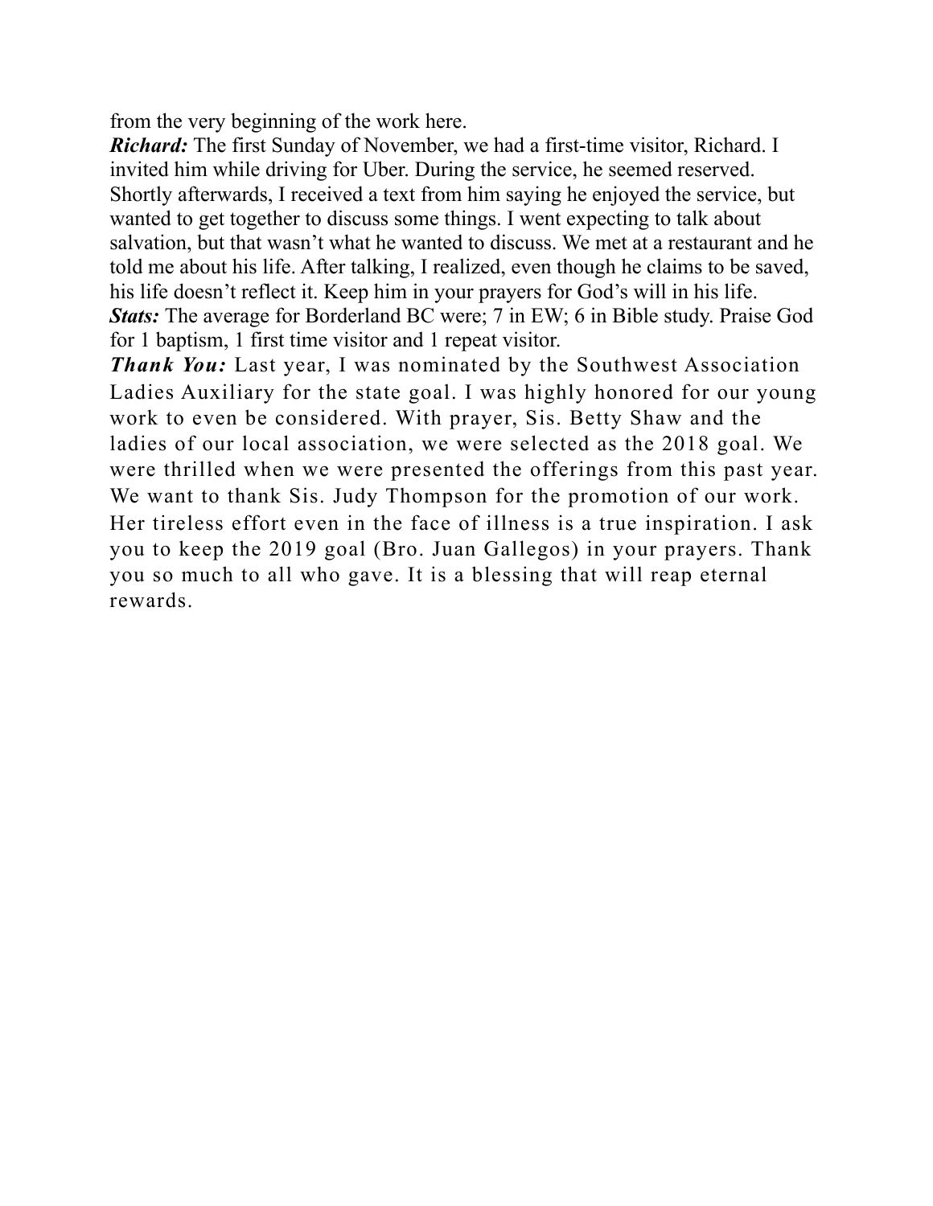from the very beginning of the work here.

***Richard:*** The first Sunday of November, we had a first-time visitor, Richard. I invited him while driving for Uber. During the service, he seemed reserved. Shortly afterwards, I received a text from him saying he enjoyed the service, but wanted to get together to discuss some things. I went expecting to talk about salvation, but that wasn't what he wanted to discuss. We met at a restaurant and he told me about his life. After talking, I realized, even though he claims to be saved, his life doesn't reflect it. Keep him in your prayers for God's will in his life.

***Stats:*** The average for Borderland BC were; 7 in EW; 6 in Bible study. Praise God for 1 baptism, 1 first time visitor and 1 repeat visitor.

***Thank You:*** Last year, I was nominated by the Southwest Association Ladies Auxiliary for the state goal. I was highly honored for our young work to even be considered. With prayer, Sis. Betty Shaw and the ladies of our local association, we were selected as the 2018 goal. We were thrilled when we were presented the offerings from this past year. We want to thank Sis. Judy Thompson for the promotion of our work. Her tireless effort even in the face of illness is a true inspiration. I ask you to keep the 2019 goal (Bro. Juan Gallegos) in your prayers. Thank you so much to all who gave. It is a blessing that will reap eternal rewards.